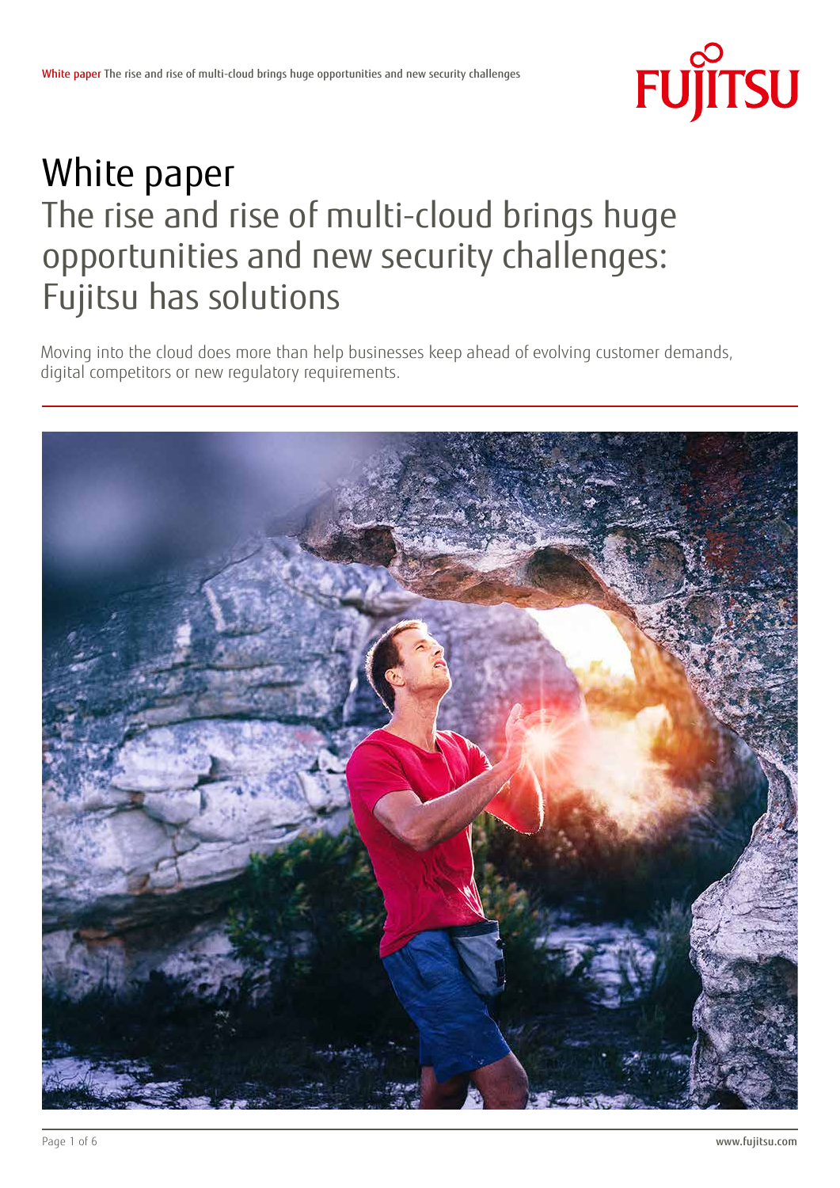# White paper
## The rise and rise of multi-cloud brings huge opportunities and new security challenges: Fujitsu has solutions

Moving into the cloud does more than help businesses keep ahead of evolving customer demands, digital competitors or new regulatory requirements.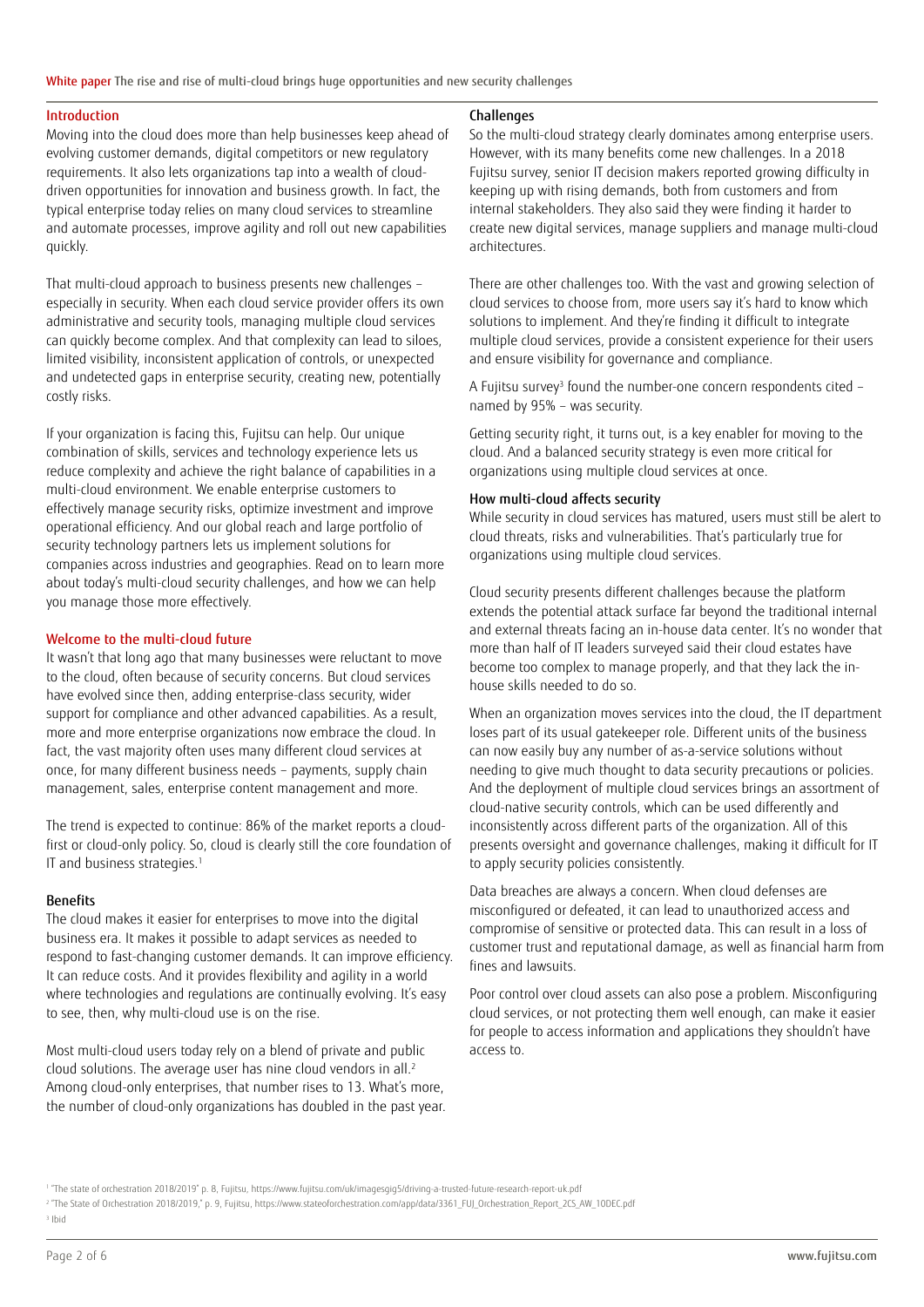## Introduction

Moving into the cloud does more than help businesses keep ahead of evolving customer demands, digital competitors or new regulatory requirements. It also lets organizations tap into a wealth of cloud-driven opportunities for innovation and business growth. In fact, the typical enterprise today relies on many cloud services to streamline and automate processes, improve agility and roll out new capabilities quickly.

That multi-cloud approach to business presents new challenges – especially in security. When each cloud service provider offers its own administrative and security tools, managing multiple cloud services can quickly become complex. And that complexity can lead to siloes, limited visibility, inconsistent application of controls, or unexpected and undetected gaps in enterprise security, creating new, potentially costly risks.

If your organization is facing this, Fujitsu can help. Our unique combination of skills, services and technology experience lets us reduce complexity and achieve the right balance of capabilities in a multi-cloud environment. We enable enterprise customers to effectively manage security risks, optimize investment and improve operational efficiency. And our global reach and large portfolio of security technology partners lets us implement solutions for companies across industries and geographies. Read on to learn more about today's multi-cloud security challenges, and how we can help you manage those more effectively.

## Welcome to the multi-cloud future

It wasn't that long ago that many businesses were reluctant to move to the cloud, often because of security concerns. But cloud services have evolved since then, adding enterprise-class security, wider support for compliance and other advanced capabilities. As a result, more and more enterprise organizations now embrace the cloud. In fact, the vast majority often uses many different cloud services at once, for many different business needs – payments, supply chain management, sales, enterprise content management and more.

The trend is expected to continue: 86% of the market reports a cloud-first or cloud-only policy. So, cloud is clearly still the core foundation of IT and business strategies.[1]

### Benefits

The cloud makes it easier for enterprises to move into the digital business era. It makes it possible to adapt services as needed to respond to fast-changing customer demands. It can improve efficiency. It can reduce costs. And it provides flexibility and agility in a world where technologies and regulations are continually evolving. It's easy to see, then, why multi-cloud use is on the rise.

Most multi-cloud users today rely on a blend of private and public cloud solutions. The average user has nine cloud vendors in all.[2] Among cloud-only enterprises, that number rises to 13. What's more, the number of cloud-only organizations has doubled in the past year.

### Challenges

So the multi-cloud strategy clearly dominates among enterprise users. However, with its many benefits come new challenges. In a 2018 Fujitsu survey, senior IT decision makers reported growing difficulty in keeping up with rising demands, both from customers and from internal stakeholders. They also said they were finding it harder to create new digital services, manage suppliers and manage multi-cloud architectures.

There are other challenges too. With the vast and growing selection of cloud services to choose from, more users say it's hard to know which solutions to implement. And they're finding it difficult to integrate multiple cloud services, provide a consistent experience for their users and ensure visibility for governance and compliance.

A Fujitsu survey[3] found the number-one concern respondents cited – named by 95% – was security.

Getting security right, it turns out, is a key enabler for moving to the cloud. And a balanced security strategy is even more critical for organizations using multiple cloud services at once.

### How multi-cloud affects security

While security in cloud services has matured, users must still be alert to cloud threats, risks and vulnerabilities. That's particularly true for organizations using multiple cloud services.

Cloud security presents different challenges because the platform extends the potential attack surface far beyond the traditional internal and external threats facing an in-house data center. It's no wonder that more than half of IT leaders surveyed said their cloud estates have become too complex to manage properly, and that they lack the in-house skills needed to do so.

When an organization moves services into the cloud, the IT department loses part of its usual gatekeeper role. Different units of the business can now easily buy any number of as-a-service solutions without needing to give much thought to data security precautions or policies. And the deployment of multiple cloud services brings an assortment of cloud-native security controls, which can be used differently and inconsistently across different parts of the organization. All of this presents oversight and governance challenges, making it difficult for IT to apply security policies consistently.

Data breaches are always a concern. When cloud defenses are misconfigured or defeated, it can lead to unauthorized access and compromise of sensitive or protected data. This can result in a loss of customer trust and reputational damage, as well as financial harm from fines and lawsuits.

Poor control over cloud assets can also pose a problem. Misconfiguring cloud services, or not protecting them well enough, can make it easier for people to access information and applications they shouldn't have access to.

---

[1] "The state of orchestration 2018/2019" p. 8, Fujitsu, https://www.fujitsu.com/uk/imagesgig5/driving-a-trusted-future-research-report-uk.pdf

[2] "The State of Orchestration 2018/2019," p. 9, Fujitsu, https://www.stateoforchestration.com/app/data/3361_FUJ_Orchestration_Report_2CS_AW_10DEC.pdf

[3] Ibid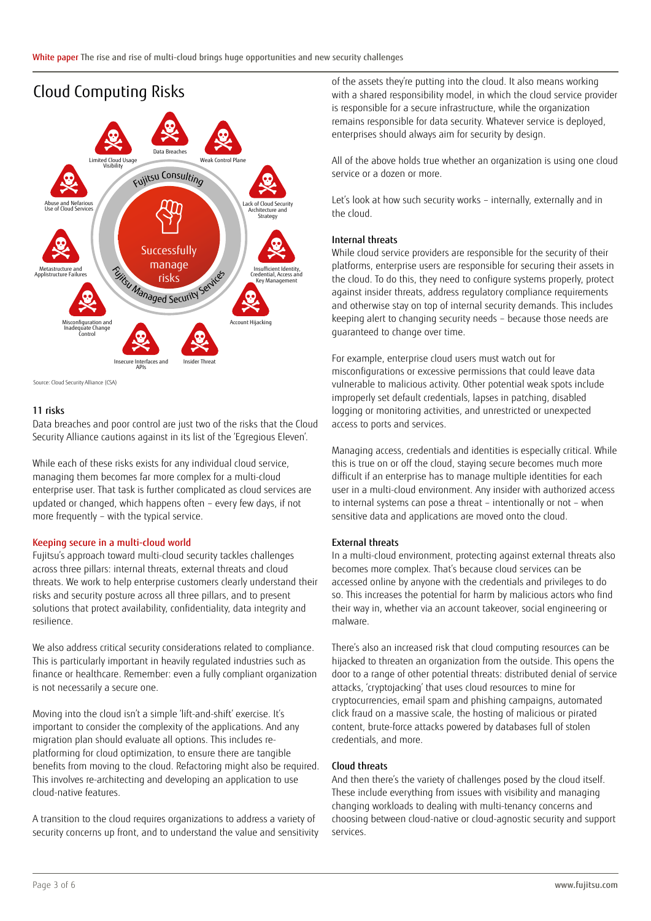## Cloud Computing Risks

Limited Cloud Usage Visibility

Data Breaches

Weak Control Plane

Lack of Cloud Security Architecture and Strategy

Insufficient Identity, Credential, Access and Key Management

Account Hijacking

Insider Threat

Insecure Interfaces and APIs

Misconfiguration and Inadequate Change Control

Metastructure and Applistructure Failures

Abuse and Nefarious Use of Cloud Services

Fujitsu Consulting

Successfully manage risks

Fujitsu Managed Security Services

Source: Cloud Security Alliance (CSA)

### 11 risks

Data breaches and poor control are just two of the risks that the Cloud Security Alliance cautions against in its list of the 'Egregious Eleven'.

While each of these risks exists for any individual cloud service, managing them becomes far more complex for a multi-cloud enterprise user. That task is further complicated as cloud services are updated or changed, which happens often – every few days, if not more frequently – with the typical service.

### Keeping secure in a multi-cloud world

Fujitsu's approach toward multi-cloud security tackles challenges across three pillars: internal threats, external threats and cloud threats. We work to help enterprise customers clearly understand their risks and security posture across all three pillars, and to present solutions that protect availability, confidentiality, data integrity and resilience.

We also address critical security considerations related to compliance. This is particularly important in heavily regulated industries such as finance or healthcare. Remember: even a fully compliant organization is not necessarily a secure one.

Moving into the cloud isn't a simple 'lift-and-shift' exercise. It's important to consider the complexity of the applications. And any migration plan should evaluate all options. This includes re-platforming for cloud optimization, to ensure there are tangible benefits from moving to the cloud. Refactoring might also be required. This involves re-architecting and developing an application to use cloud-native features.

A transition to the cloud requires organizations to address a variety of security concerns up front, and to understand the value and sensitivity of the assets they're putting into the cloud. It also means working with a shared responsibility model, in which the cloud service provider is responsible for a secure infrastructure, while the organization remains responsible for data security. Whatever service is deployed, enterprises should always aim for security by design.

All of the above holds true whether an organization is using one cloud service or a dozen or more.

Let's look at how such security works – internally, externally and in the cloud.

### Internal threats

While cloud service providers are responsible for the security of their platforms, enterprise users are responsible for securing their assets in the cloud. To do this, they need to configure systems properly, protect against insider threats, address regulatory compliance requirements and otherwise stay on top of internal security demands. This includes keeping alert to changing security needs – because those needs are guaranteed to change over time.

For example, enterprise cloud users must watch out for misconfigurations or excessive permissions that could leave data vulnerable to malicious activity. Other potential weak spots include improperly set default credentials, lapses in patching, disabled logging or monitoring activities, and unrestricted or unexpected access to ports and services.

Managing access, credentials and identities is especially critical. While this is true on or off the cloud, staying secure becomes much more difficult if an enterprise has to manage multiple identities for each user in a multi-cloud environment. Any insider with authorized access to internal systems can pose a threat – intentionally or not – when sensitive data and applications are moved onto the cloud.

### External threats

In a multi-cloud environment, protecting against external threats also becomes more complex. That's because cloud services can be accessed online by anyone with the credentials and privileges to do so. This increases the potential for harm by malicious actors who find their way in, whether via an account takeover, social engineering or malware.

There's also an increased risk that cloud computing resources can be hijacked to threaten an organization from the outside. This opens the door to a range of other potential threats: distributed denial of service attacks, 'cryptojacking' that uses cloud resources to mine for cryptocurrencies, email spam and phishing campaigns, automated click fraud on a massive scale, the hosting of malicious or pirated content, brute-force attacks powered by databases full of stolen credentials, and more.

### Cloud threats

And then there's the variety of challenges posed by the cloud itself. These include everything from issues with visibility and managing changing workloads to dealing with multi-tenancy concerns and choosing between cloud-native or cloud-agnostic security and support services.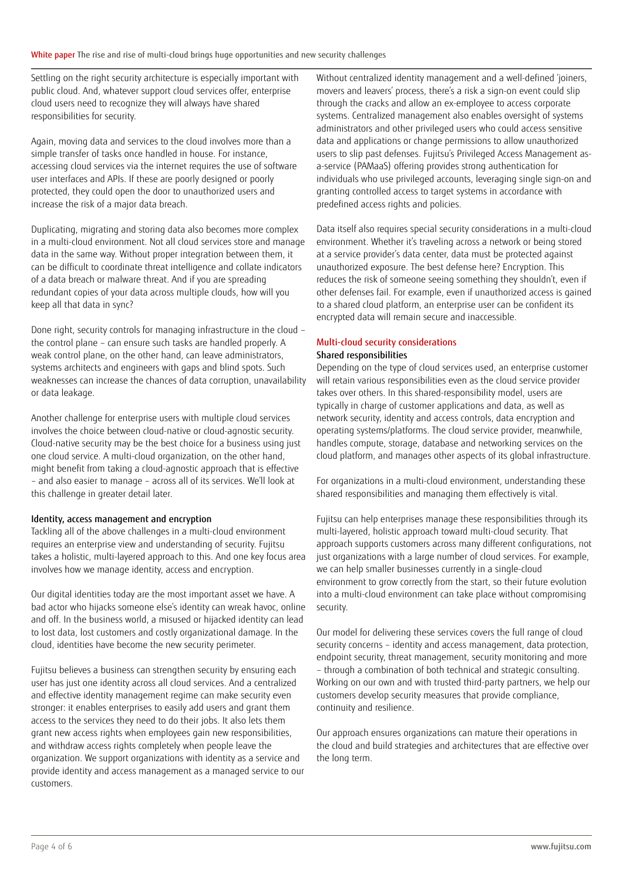Settling on the right security architecture is especially important with public cloud. And, whatever support cloud services offer, enterprise cloud users need to recognize they will always have shared responsibilities for security.

Again, moving data and services to the cloud involves more than a simple transfer of tasks once handled in house. For instance, accessing cloud services via the internet requires the use of software user interfaces and APIs. If these are poorly designed or poorly protected, they could open the door to unauthorized users and increase the risk of a major data breach.

Duplicating, migrating and storing data also becomes more complex in a multi-cloud environment. Not all cloud services store and manage data in the same way. Without proper integration between them, it can be difficult to coordinate threat intelligence and collate indicators of a data breach or malware threat. And if you are spreading redundant copies of your data across multiple clouds, how will you keep all that data in sync?

Done right, security controls for managing infrastructure in the cloud – the control plane – can ensure such tasks are handled properly. A weak control plane, on the other hand, can leave administrators, systems architects and engineers with gaps and blind spots. Such weaknesses can increase the chances of data corruption, unavailability or data leakage.

Another challenge for enterprise users with multiple cloud services involves the choice between cloud-native or cloud-agnostic security. Cloud-native security may be the best choice for a business using just one cloud service. A multi-cloud organization, on the other hand, might benefit from taking a cloud-agnostic approach that is effective – and also easier to manage – across all of its services. We'll look at this challenge in greater detail later.

### Identity, access management and encryption

Tackling all of the above challenges in a multi-cloud environment requires an enterprise view and understanding of security. Fujitsu takes a holistic, multi-layered approach to this. And one key focus area involves how we manage identity, access and encryption.

Our digital identities today are the most important asset we have. A bad actor who hijacks someone else's identity can wreak havoc, online and off. In the business world, a misused or hijacked identity can lead to lost data, lost customers and costly organizational damage. In the cloud, identities have become the new security perimeter.

Fujitsu believes a business can strengthen security by ensuring each user has just one identity across all cloud services. And a centralized and effective identity management regime can make security even stronger: it enables enterprises to easily add users and grant them access to the services they need to do their jobs. It also lets them grant new access rights when employees gain new responsibilities, and withdraw access rights completely when people leave the organization. We support organizations with identity as a service and provide identity and access management as a managed service to our customers.

Without centralized identity management and a well-defined 'joiners, movers and leavers' process, there's a risk a sign-on event could slip through the cracks and allow an ex-employee to access corporate systems. Centralized management also enables oversight of systems administrators and other privileged users who could access sensitive data and applications or change permissions to allow unauthorized users to slip past defenses. Fujitsu's Privileged Access Management as-a-service (PAMaaS) offering provides strong authentication for individuals who use privileged accounts, leveraging single sign-on and granting controlled access to target systems in accordance with predefined access rights and policies.

Data itself also requires special security considerations in a multi-cloud environment. Whether it's traveling across a network or being stored at a service provider's data center, data must be protected against unauthorized exposure. The best defense here? Encryption. This reduces the risk of someone seeing something they shouldn't, even if other defenses fail. For example, even if unauthorized access is gained to a shared cloud platform, an enterprise user can be confident its encrypted data will remain secure and inaccessible.

## Multi-cloud security considerations

### Shared responsibilities

Depending on the type of cloud services used, an enterprise customer will retain various responsibilities even as the cloud service provider takes over others. In this shared-responsibility model, users are typically in charge of customer applications and data, as well as network security, identity and access controls, data encryption and operating systems/platforms. The cloud service provider, meanwhile, handles compute, storage, database and networking services on the cloud platform, and manages other aspects of its global infrastructure.

For organizations in a multi-cloud environment, understanding these shared responsibilities and managing them effectively is vital.

Fujitsu can help enterprises manage these responsibilities through its multi-layered, holistic approach toward multi-cloud security. That approach supports customers across many different configurations, not just organizations with a large number of cloud services. For example, we can help smaller businesses currently in a single-cloud environment to grow correctly from the start, so their future evolution into a multi-cloud environment can take place without compromising security.

Our model for delivering these services covers the full range of cloud security concerns – identity and access management, data protection, endpoint security, threat management, security monitoring and more – through a combination of both technical and strategic consulting. Working on our own and with trusted third-party partners, we help our customers develop security measures that provide compliance, continuity and resilience.

Our approach ensures organizations can mature their operations in the cloud and build strategies and architectures that are effective over the long term.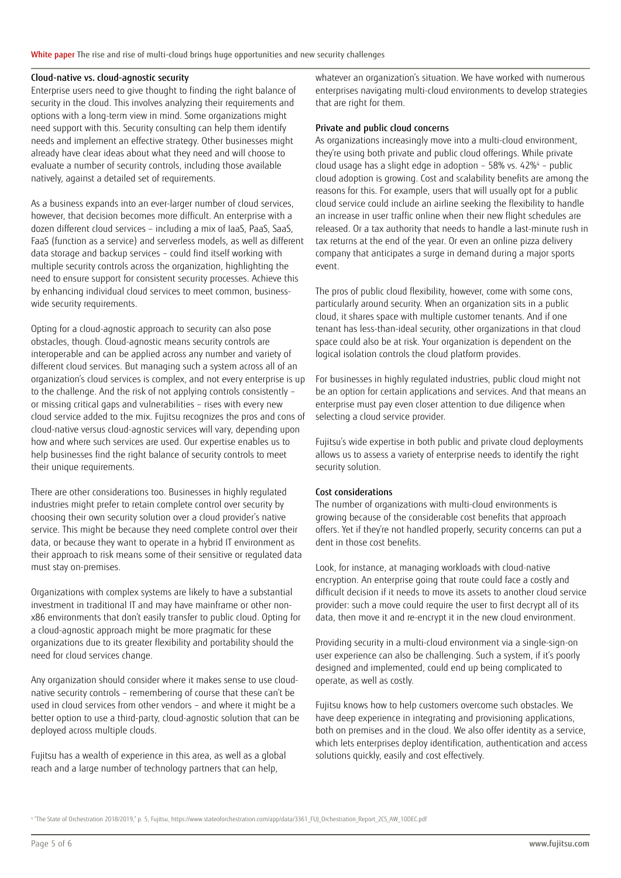### Cloud-native vs. cloud-agnostic security

Enterprise users need to give thought to finding the right balance of security in the cloud. This involves analyzing their requirements and options with a long-term view in mind. Some organizations might need support with this. Security consulting can help them identify needs and implement an effective strategy. Other businesses might already have clear ideas about what they need and will choose to evaluate a number of security controls, including those available natively, against a detailed set of requirements.

As a business expands into an ever-larger number of cloud services, however, that decision becomes more difficult. An enterprise with a dozen different cloud services – including a mix of IaaS, PaaS, SaaS, FaaS (function as a service) and serverless models, as well as different data storage and backup services – could find itself working with multiple security controls across the organization, highlighting the need to ensure support for consistent security processes. Achieve this by enhancing individual cloud services to meet common, business-wide security requirements.

Opting for a cloud-agnostic approach to security can also pose obstacles, though. Cloud-agnostic means security controls are interoperable and can be applied across any number and variety of different cloud services. But managing such a system across all of an organization's cloud services is complex, and not every enterprise is up to the challenge. And the risk of not applying controls consistently – or missing critical gaps and vulnerabilities – rises with every new cloud service added to the mix. Fujitsu recognizes the pros and cons of cloud-native versus cloud-agnostic services will vary, depending upon how and where such services are used. Our expertise enables us to help businesses find the right balance of security controls to meet their unique requirements.

There are other considerations too. Businesses in highly regulated industries might prefer to retain complete control over security by choosing their own security solution over a cloud provider's native service. This might be because they need complete control over their data, or because they want to operate in a hybrid IT environment as their approach to risk means some of their sensitive or regulated data must stay on-premises.

Organizations with complex systems are likely to have a substantial investment in traditional IT and may have mainframe or other non-x86 environments that don't easily transfer to public cloud. Opting for a cloud-agnostic approach might be more pragmatic for these organizations due to its greater flexibility and portability should the need for cloud services change.

Any organization should consider where it makes sense to use cloud-native security controls – remembering of course that these can't be used in cloud services from other vendors – and where it might be a better option to use a third-party, cloud-agnostic solution that can be deployed across multiple clouds.

Fujitsu has a wealth of experience in this area, as well as a global reach and a large number of technology partners that can help, whatever an organization's situation. We have worked with numerous enterprises navigating multi-cloud environments to develop strategies that are right for them.

### Private and public cloud concerns

As organizations increasingly move into a multi-cloud environment, they're using both private and public cloud offerings. While private cloud usage has a slight edge in adoption – 58% vs. 42%[4] – public cloud adoption is growing. Cost and scalability benefits are among the reasons for this. For example, users that will usually opt for a public cloud service could include an airline seeking the flexibility to handle an increase in user traffic online when their new flight schedules are released. Or a tax authority that needs to handle a last-minute rush in tax returns at the end of the year. Or even an online pizza delivery company that anticipates a surge in demand during a major sports event.

The pros of public cloud flexibility, however, come with some cons, particularly around security. When an organization sits in a public cloud, it shares space with multiple customer tenants. And if one tenant has less-than-ideal security, other organizations in that cloud space could also be at risk. Your organization is dependent on the logical isolation controls the cloud platform provides.

For businesses in highly regulated industries, public cloud might not be an option for certain applications and services. And that means an enterprise must pay even closer attention to due diligence when selecting a cloud service provider.

Fujitsu's wide expertise in both public and private cloud deployments allows us to assess a variety of enterprise needs to identify the right security solution.

### Cost considerations

The number of organizations with multi-cloud environments is growing because of the considerable cost benefits that approach offers. Yet if they're not handled properly, security concerns can put a dent in those cost benefits.

Look, for instance, at managing workloads with cloud-native encryption. An enterprise going that route could face a costly and difficult decision if it needs to move its assets to another cloud service provider: such a move could require the user to first decrypt all of its data, then move it and re-encrypt it in the new cloud environment.

Providing security in a multi-cloud environment via a single-sign-on user experience can also be challenging. Such a system, if it's poorly designed and implemented, could end up being complicated to operate, as well as costly.

Fujitsu knows how to help customers overcome such obstacles. We have deep experience in integrating and provisioning applications, both on premises and in the cloud. We also offer identity as a service, which lets enterprises deploy identification, authentication and access solutions quickly, easily and cost effectively.

[4] "The State of Orchestration 2018/2019," p. 5, Fujitsu, https://www.stateoforchestration.com/app/data/3361_FUJ_Orchestration_Report_2CS_AW_10DEC.pdf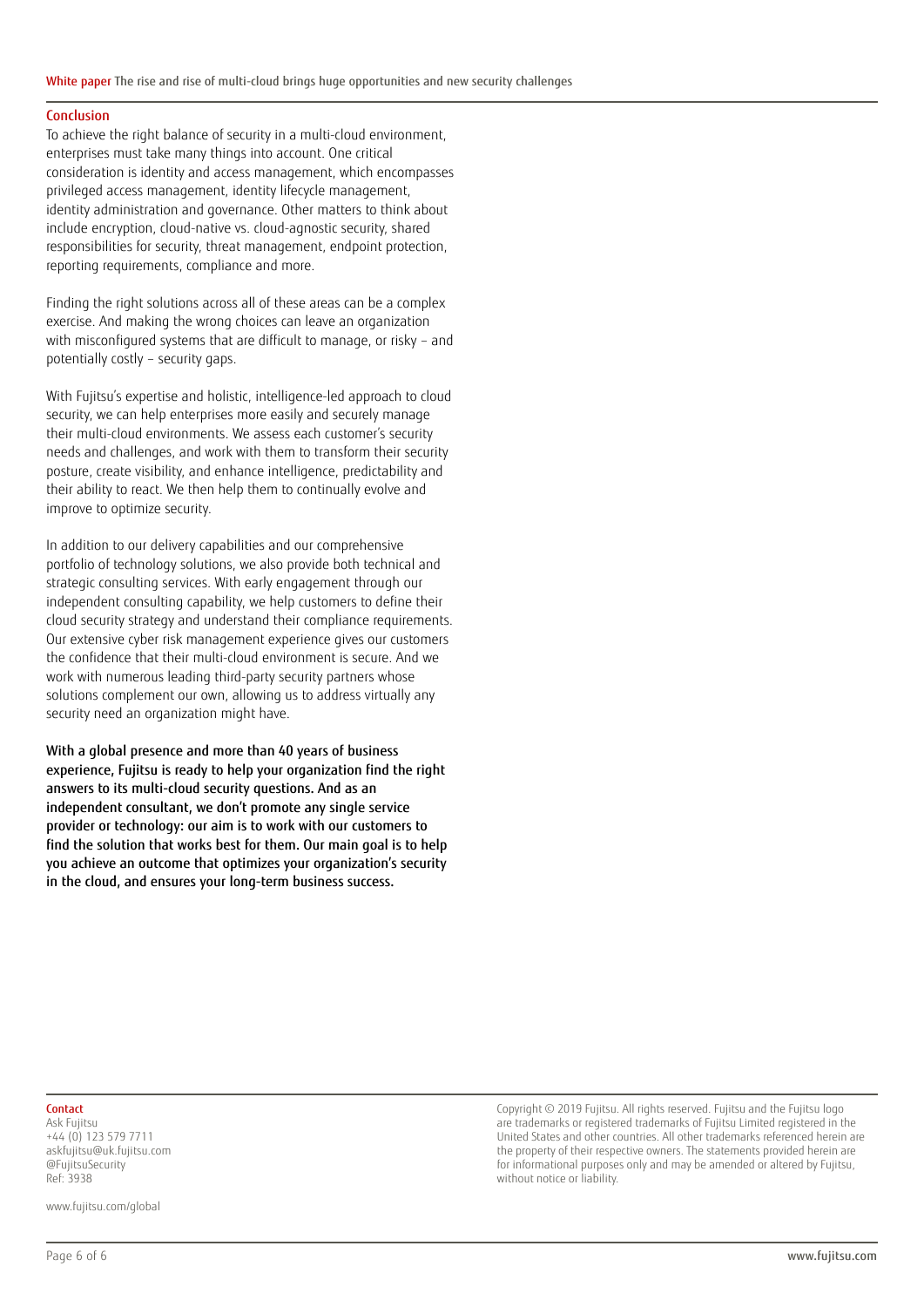## Conclusion

To achieve the right balance of security in a multi-cloud environment, enterprises must take many things into account. One critical consideration is identity and access management, which encompasses privileged access management, identity lifecycle management, identity administration and governance. Other matters to think about include encryption, cloud-native vs. cloud-agnostic security, shared responsibilities for security, threat management, endpoint protection, reporting requirements, compliance and more.

Finding the right solutions across all of these areas can be a complex exercise. And making the wrong choices can leave an organization with misconfigured systems that are difficult to manage, or risky – and potentially costly – security gaps.

With Fujitsu's expertise and holistic, intelligence-led approach to cloud security, we can help enterprises more easily and securely manage their multi-cloud environments. We assess each customer's security needs and challenges, and work with them to transform their security posture, create visibility, and enhance intelligence, predictability and their ability to react. We then help them to continually evolve and improve to optimize security.

In addition to our delivery capabilities and our comprehensive portfolio of technology solutions, we also provide both technical and strategic consulting services. With early engagement through our independent consulting capability, we help customers to define their cloud security strategy and understand their compliance requirements. Our extensive cyber risk management experience gives our customers the confidence that their multi-cloud environment is secure. And we work with numerous leading third-party security partners whose solutions complement our own, allowing us to address virtually any security need an organization might have.

**With a global presence and more than 40 years of business experience, Fujitsu is ready to help your organization find the right answers to its multi-cloud security questions. And as an independent consultant, we don't promote any single service provider or technology: our aim is to work with our customers to find the solution that works best for them. Our main goal is to help you achieve an outcome that optimizes your organization's security in the cloud, and ensures your long-term business success.**

**Contact**
Ask Fujitsu
+44 (0) 123 579 7711
askfujitsu@uk.fujitsu.com
@FujitsuSecurity
Ref: 3938

www.fujitsu.com/global

Copyright © 2019 Fujitsu. All rights reserved. Fujitsu and the Fujitsu logo are trademarks or registered trademarks of Fujitsu Limited registered in the United States and other countries. All other trademarks referenced herein are the property of their respective owners. The statements provided herein are for informational purposes only and may be amended or altered by Fujitsu, without notice or liability.